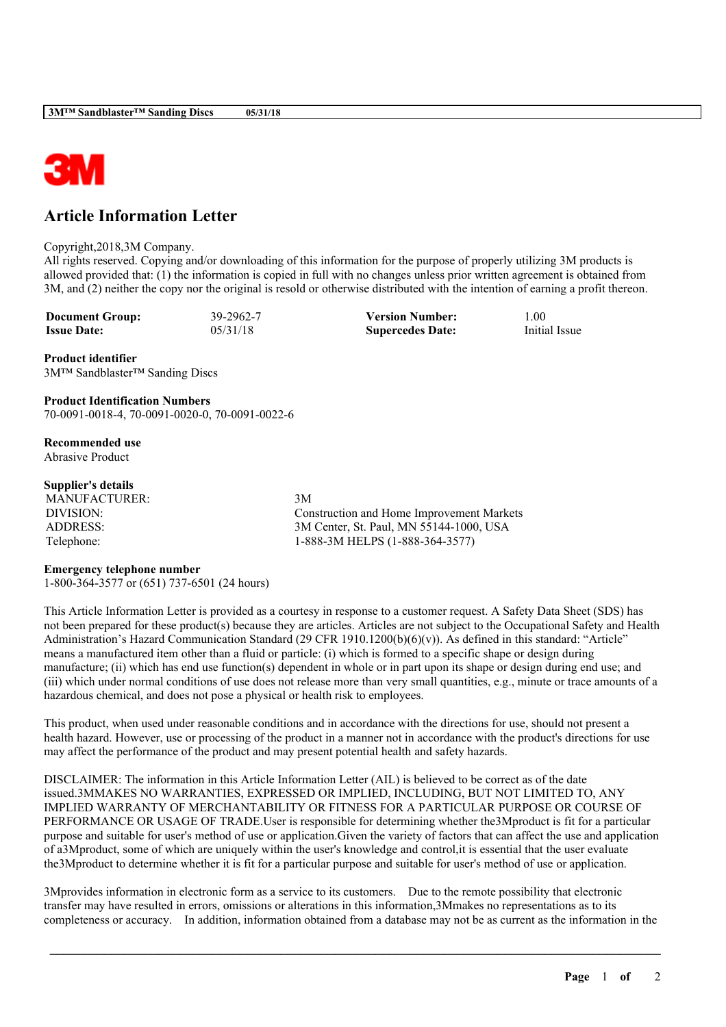# Article Information Letter

Copyright,2018,3M Company.
All rights reserved. Copying and/or downloading of this information for the purpose of properly utilizing 3M products is allowed provided that: (1) the information is copied in full with no changes unless prior written agreement is obtained from 3M, and (2) neither the copy nor the original is resold or otherwise distributed with the intention of earning a profit thereon.

| | | | |
|---|---|---|---|
| **Document Group:** | 39-2962-7 | **Version Number:** | 1.00 |
| **Issue Date:** | 05/31/18 | **Supercedes Date:** | Initial Issue |

**Product identifier**
3M™ Sandblaster™ Sanding Discs

**Product Identification Numbers**
70-0091-0018-4, 70-0091-0020-0, 70-0091-0022-6

**Recommended use**
Abrasive Product

**Supplier's details**

| | |
|---|---|
| MANUFACTURER: | 3M |
| DIVISION: | Construction and Home Improvement Markets |
| ADDRESS: | 3M Center, St. Paul, MN 55144-1000, USA |
| Telephone: | 1-888-3M HELPS (1-888-364-3577) |

**Emergency telephone number**
1-800-364-3577 or (651) 737-6501 (24 hours)

This Article Information Letter is provided as a courtesy in response to a customer request. A Safety Data Sheet (SDS) has not been prepared for these product(s) because they are articles. Articles are not subject to the Occupational Safety and Health Administration's Hazard Communication Standard (29 CFR 1910.1200(b)(6)(v)). As defined in this standard: "Article" means a manufactured item other than a fluid or particle: (i) which is formed to a specific shape or design during manufacture; (ii) which has end use function(s) dependent in whole or in part upon its shape or design during end use; and (iii) which under normal conditions of use does not release more than very small quantities, e.g., minute or trace amounts of a hazardous chemical, and does not pose a physical or health risk to employees.

This product, when used under reasonable conditions and in accordance with the directions for use, should not present a health hazard. However, use or processing of the product in a manner not in accordance with the product's directions for use may affect the performance of the product and may present potential health and safety hazards.

DISCLAIMER: The information in this Article Information Letter (AIL) is believed to be correct as of the date issued.3MMAKES NO WARRANTIES, EXPRESSED OR IMPLIED, INCLUDING, BUT NOT LIMITED TO, ANY IMPLIED WARRANTY OF MERCHANTABILITY OR FITNESS FOR A PARTICULAR PURPOSE OR COURSE OF PERFORMANCE OR USAGE OF TRADE.User is responsible for determining whether the3Mproduct is fit for a particular purpose and suitable for user's method of use or application.Given the variety of factors that can affect the use and application of a3Mproduct, some of which are uniquely within the user's knowledge and control,it is essential that the user evaluate the3Mproduct to determine whether it is fit for a particular purpose and suitable for user's method of use or application.

3Mprovides information in electronic form as a service to its customers. Due to the remote possibility that electronic transfer may have resulted in errors, omissions or alterations in this information,3Mmakes no representations as to its completeness or accuracy. In addition, information obtained from a database may not be as current as the information in the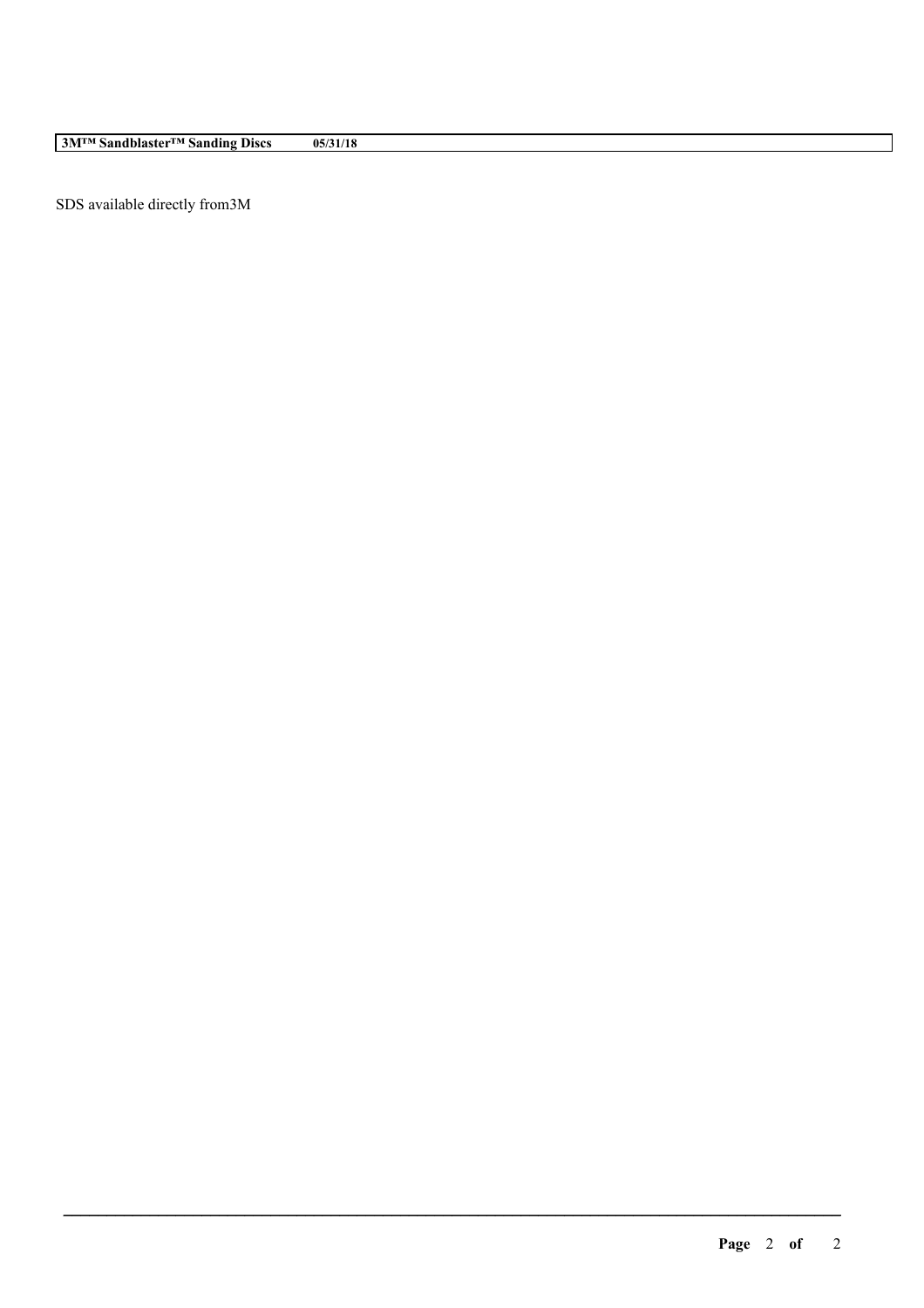SDS available directly from3M